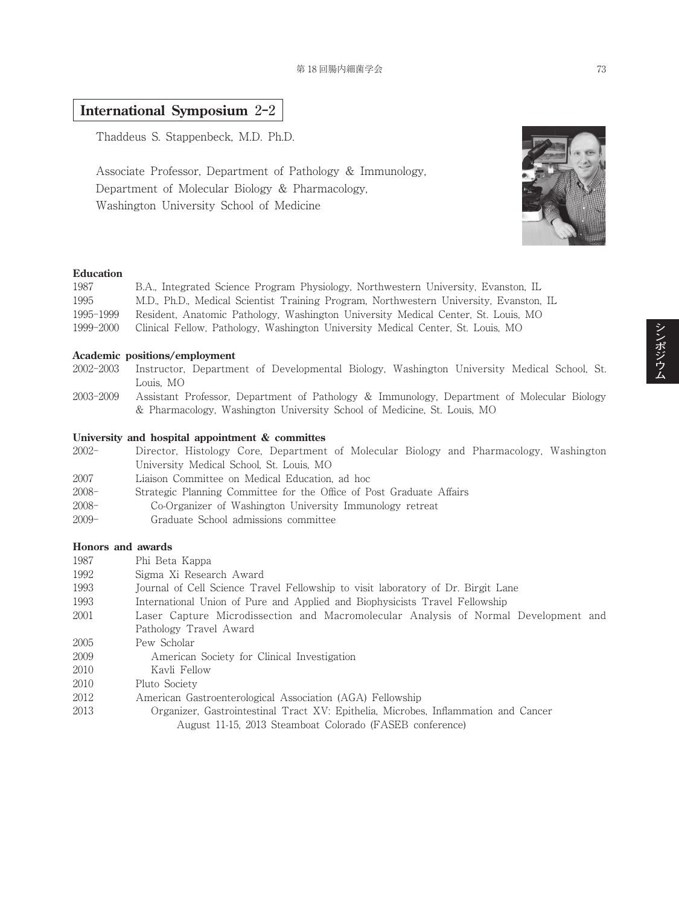## International Symposium 2-2

Thaddeus S. Stappenbeck, M.D. Ph.D.

Associate Professor, Department of Pathology & Immunology,
Department of Molecular Biology & Pharmacology,
Washington University School of Medicine

### Education

| | |
|---|---|
| 1987 | B.A., Integrated Science Program Physiology, Northwestern University, Evanston, IL |
| 1995 | M.D., Ph.D., Medical Scientist Training Program, Northwestern University, Evanston, IL |
| 1995-1999 | Resident, Anatomic Pathology, Washington University Medical Center, St. Louis, MO |
| 1999-2000 | Clinical Fellow, Pathology, Washington University Medical Center, St. Louis, MO |

### Academic positions/employment

| | |
|---|---|
| 2002-2003 | Instructor, Department of Developmental Biology, Washington University Medical School, St. Louis, MO |
| 2003-2009 | Assistant Professor, Department of Pathology & Immunology, Department of Molecular Biology & Pharmacology, Washington University School of Medicine, St. Louis, MO |

### University and hospital appointment & committes

| | |
|---|---|
| 2002- | Director, Histology Core, Department of Molecular Biology and Pharmacology, Washington University Medical School, St. Louis, MO |
| 2007 | Liaison Committee on Medical Education, ad hoc |
| 2008- | Strategic Planning Committee for the Office of Post Graduate Affairs |
| 2008- | Co-Organizer of Washington University Immunology retreat |
| 2009- | Graduate School admissions committee |

### Honors and awards

| | |
|---|---|
| 1987 | Phi Beta Kappa |
| 1992 | Sigma Xi Research Award |
| 1993 | Journal of Cell Science Travel Fellowship to visit laboratory of Dr. Birgit Lane |
| 1993 | International Union of Pure and Applied and Biophysicists Travel Fellowship |
| 2001 | Laser Capture Microdissection and Macromolecular Analysis of Normal Development and Pathology Travel Award |
| 2005 | Pew Scholar |
| 2009 | American Society for Clinical Investigation |
| 2010 | Kavli Fellow |
| 2010 | Pluto Society |
| 2012 | American Gastroenterological Association (AGA) Fellowship |
| 2013 | Organizer, Gastrointestinal Tract XV: Epithelia, Microbes, Inflammation and Cancer August 11-15, 2013 Steamboat Colorado (FASEB conference) |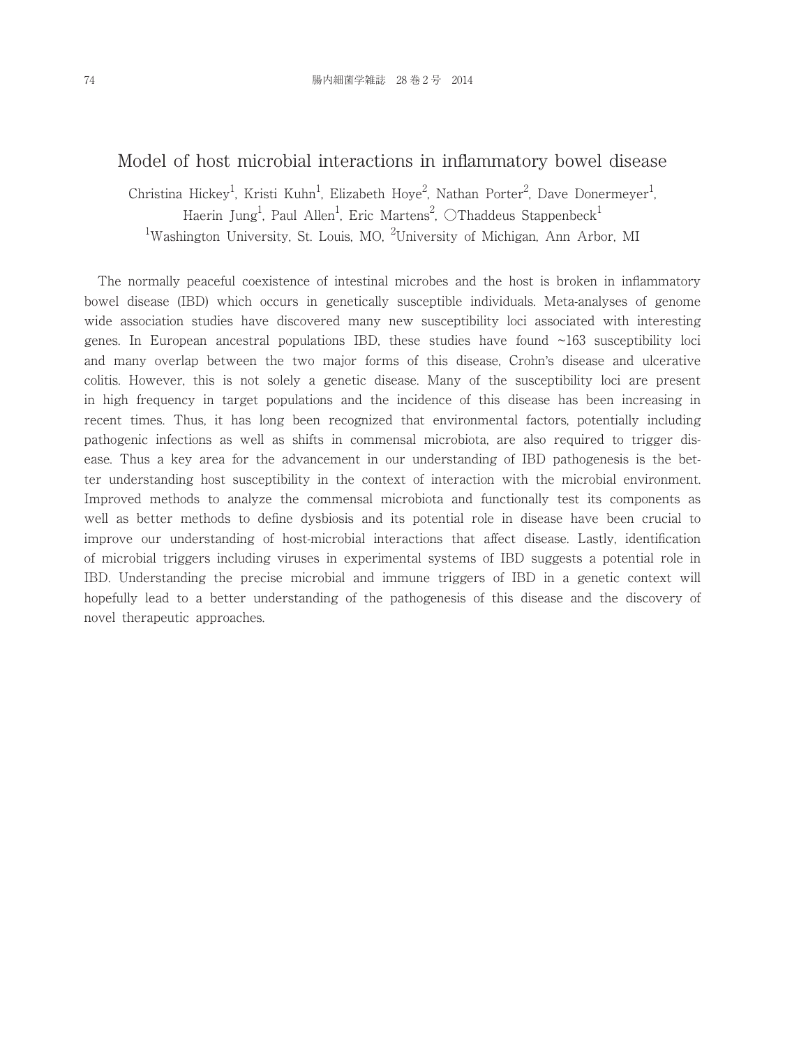# Model of host microbial interactions in inflammatory bowel disease

Christina Hickey[1], Kristi Kuhn[1], Elizabeth Hoye[2], Nathan Porter[2], Dave Donermeyer[1], Haerin Jung[1], Paul Allen[1], Eric Martens[2], ○Thaddeus Stappenbeck[1]

[1]Washington University, St. Louis, MO, [2]University of Michigan, Ann Arbor, MI

The normally peaceful coexistence of intestinal microbes and the host is broken in inflammatory bowel disease (IBD) which occurs in genetically susceptible individuals. Meta-analyses of genome wide association studies have discovered many new susceptibility loci associated with interesting genes. In European ancestral populations IBD, these studies have found ~163 susceptibility loci and many overlap between the two major forms of this disease, Crohn's disease and ulcerative colitis. However, this is not solely a genetic disease. Many of the susceptibility loci are present in high frequency in target populations and the incidence of this disease has been increasing in recent times. Thus, it has long been recognized that environmental factors, potentially including pathogenic infections as well as shifts in commensal microbiota, are also required to trigger disease. Thus a key area for the advancement in our understanding of IBD pathogenesis is the better understanding host susceptibility in the context of interaction with the microbial environment. Improved methods to analyze the commensal microbiota and functionally test its components as well as better methods to define dysbiosis and its potential role in disease have been crucial to improve our understanding of host-microbial interactions that affect disease. Lastly, identification of microbial triggers including viruses in experimental systems of IBD suggests a potential role in IBD. Understanding the precise microbial and immune triggers of IBD in a genetic context will hopefully lead to a better understanding of the pathogenesis of this disease and the discovery of novel therapeutic approaches.